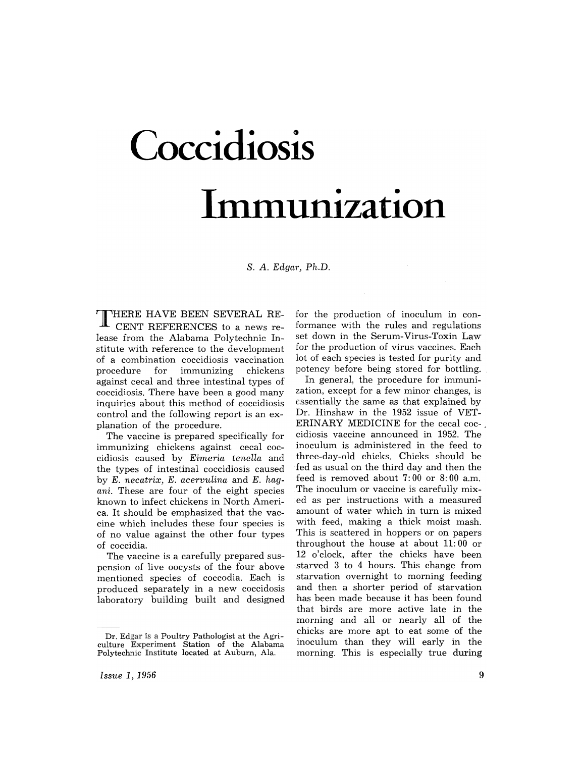# Coccidiosis Immunization

*S. A. Edgar, Ph.D.*

THERE HAVE BEEN SEVERAL RECENT REFERENCES to a news release from the Alabama Polytechnic Institute with reference to the development of a combination coccidiosis vaccination procedure for immunizing chickens against cecal and three intestinal types of coccidiosis. There have been a good many inquiries about this method of coccidiosis control and the following report is an explanation of the procedure.

The vaccine is prepared specifically for immunizing chickens against cecal coccidiosis caused by *Eimeria tenella* and the types of intestinal coccidiosis caused by *E. necatrix*, *E. acervulina* and *E. hagani*. These are four of the eight species known to infect chickens in North America. It should be emphasized that the vaccine which includes these four species is of no value against the other four types of coccidia.

The vaccine is a carefully prepared suspension of live oocysts of the four above mentioned species of coccodia. Each is produced separately in a new coccidosis laboratory building built and designed for the production of inoculum in conformance with the rules and regulations set down in the Serum-Virus-Toxin Law for the production of virus vaccines. Each lot of each species is tested for purity and potency before being stored for bottling.

In general, the procedure for immunization, except for a few minor changes, is essentially the same as that explained by Dr. Hinshaw in the 1952 issue of VETERINARY MEDICINE for the cecal coccidiosis vaccine announced in 1952. The inoculum is administered in the feed to three-day-old chicks. Chicks should be fed as usual on the third day and then the feed is removed about 7:00 or 8:00 a.m. The inoculum or vaccine is carefully mixed as per instructions with a measured amount of water which in turn is mixed with feed, making a thick moist mash. This is scattered in hoppers or on papers throughout the house at about 11:00 or 12 o'clock, after the chicks have been starved 3 to 4 hours. This change from starvation overnight to morning feeding and then a shorter period of starvation has been made because it has been found that birds are more active late in the morning and all or nearly all of the chicks are more apt to eat some of the inoculum than they will early in the morning. This is especially true during

---

Dr. Edgar is a Poultry Pathologist at the Agriculture Experiment Station of the Alabama Polytechnic Institute located at Auburn, Ala.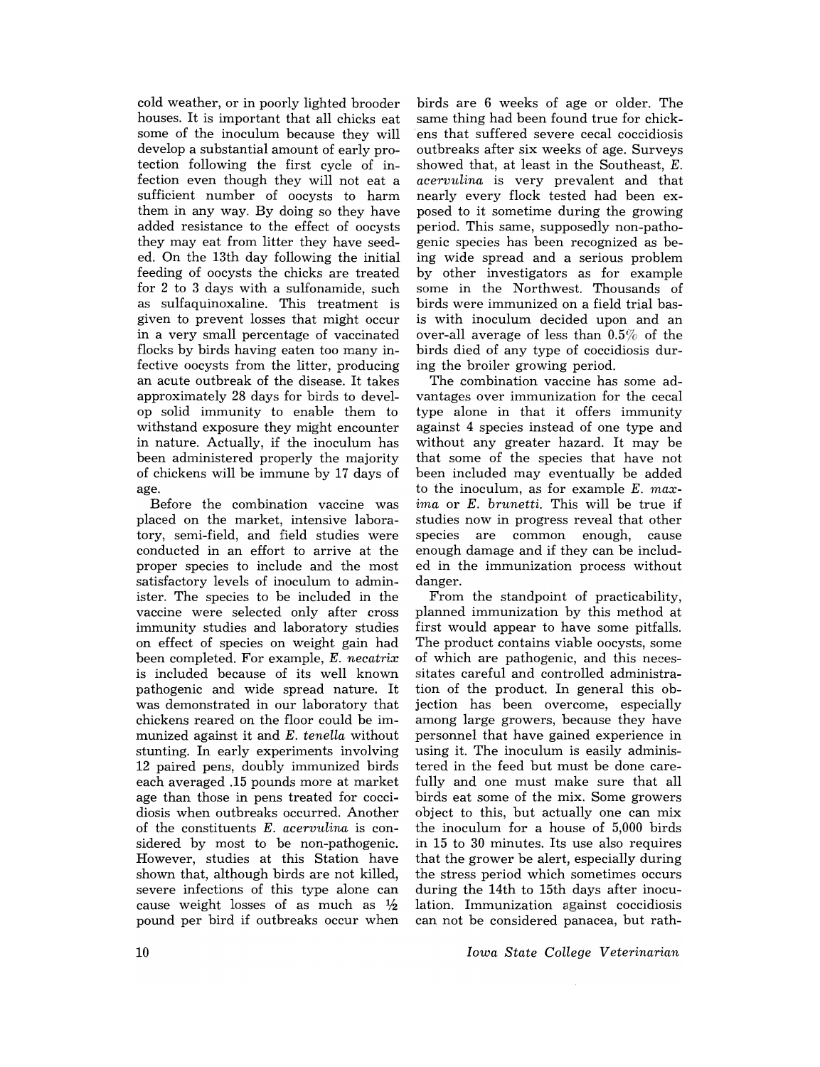cold weather, or in poorly lighted brooder houses. It is important that all chicks eat some of the inoculum because they will develop a substantial amount of early protection following the first cycle of infection even though they will not eat a sufficient number of oocysts to harm them in any way. By doing so they have added resistance to the effect of oocysts they may eat from litter they have seeded. On the 13th day following the initial feeding of oocysts the chicks are treated for 2 to 3 days with a sulfonamide, such as sulfaquinoxaline. This treatment is given to prevent losses that might occur in a very small percentage of vaccinated flocks by birds having eaten too many infective oocysts from the litter, producing an acute outbreak of the disease. It takes approximately 28 days for birds to develop solid immunity to enable them to withstand exposure they might encounter in nature. Actually, if the inoculum has been administered properly the majority of chickens will be immune by 17 days of age.

Before the combination vaccine was placed on the market, intensive laboratory, semi-field, and field studies were conducted in an effort to arrive at the proper species to include and the most satisfactory levels of inoculum to administer. The species to be included in the vaccine were selected only after cross immunity studies and laboratory studies on effect of species on weight gain had been completed. For example, *E. necatrix* is included because of its well known pathogenic and wide spread nature. It was demonstrated in our laboratory that chickens reared on the floor could be immunized against it and *E. tenella* without stunting. In early experiments involving 12 paired pens, doubly immunized birds each averaged .15 pounds more at market age than those in pens treated for coccidiosis when outbreaks occurred. Another of the constituents *E. acervulina* is considered by most to be non-pathogenic. However, studies at this Station have shown that, although birds are not killed, severe infections of this type alone can cause weight losses of as much as ½ pound per bird if outbreaks occur when birds are 6 weeks of age or older. The same thing had been found true for chickens that suffered severe cecal coccidiosis outbreaks after six weeks of age. Surveys showed that, at least in the Southeast, *E. acervulina* is very prevalent and that nearly every flock tested had been exposed to it sometime during the growing period. This same, supposedly non-pathogenic species has been recognized as being wide spread and a serious problem by other investigators as for example some in the Northwest. Thousands of birds were immunized on a field trial basis with inoculum decided upon and an over-all average of less than 0.5% of the birds died of any type of coccidiosis during the broiler growing period.

The combination vaccine has some advantages over immunization for the cecal type alone in that it offers immunity against 4 species instead of one type and without any greater hazard. It may be that some of the species that have not been included may eventually be added to the inoculum, as for example *E. maxima* or *E. brunetti*. This will be true if studies now in progress reveal that other species are common enough, cause enough damage and if they can be included in the immunization process without danger.

From the standpoint of practicability, planned immunization by this method at first would appear to have some pitfalls. The product contains viable oocysts, some of which are pathogenic, and this necessitates careful and controlled administration of the product. In general this objection has been overcome, especially among large growers, because they have personnel that have gained experience in using it. The inoculum is easily administered in the feed but must be done carefully and one must make sure that all birds eat some of the mix. Some growers object to this, but actually one can mix the inoculum for a house of 5,000 birds in 15 to 30 minutes. Its use also requires that the grower be alert, especially during the stress period which sometimes occurs during the 14th to 15th days after inoculation. Immunization against coccidiosis can not be considered panacea, but rath-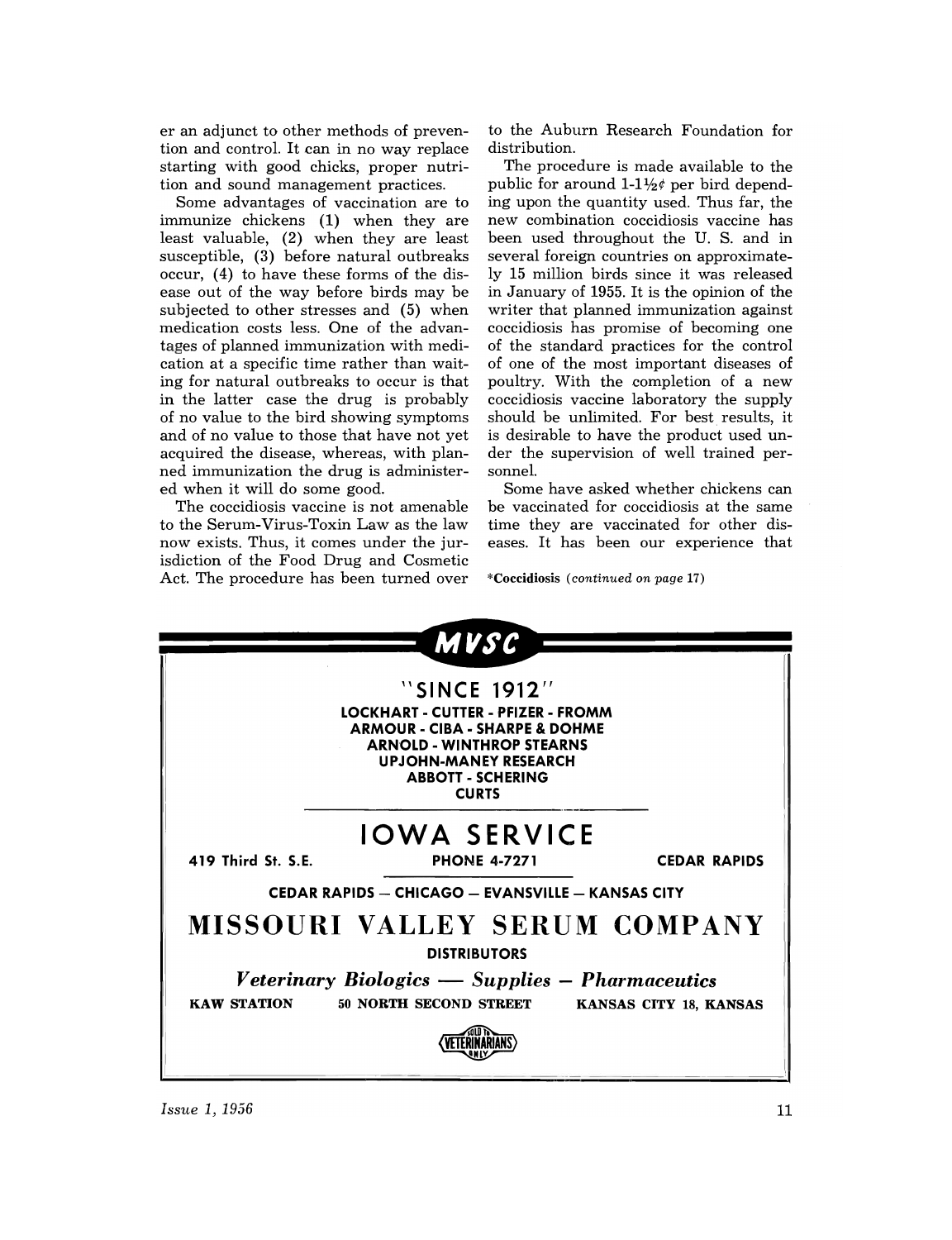er an adjunct to other methods of prevention and control. It can in no way replace starting with good chicks, proper nutrition and sound management practices.

Some advantages of vaccination are to immunize chickens (1) when they are least valuable, (2) when they are least susceptible, (3) before natural outbreaks occur, (4) to have these forms of the disease out of the way before birds may be subjected to other stresses and (5) when medication costs less. One of the advantages of planned immunization with medication at a specific time rather than waiting for natural outbreaks to occur is that in the latter case the drug is probably of no value to the bird showing symptoms and of no value to those that have not yet acquired the disease, whereas, with planned immunization the drug is administered when it will do some good.

The coccidiosis vaccine is not amenable to the Serum-Virus-Toxin Law as the law now exists. Thus, it comes under the jurisdiction of the Food Drug and Cosmetic Act. The procedure has been turned over to the Auburn Research Foundation for distribution.

The procedure is made available to the public for around 1-1½¢ per bird depending upon the quantity used. Thus far, the new combination coccidiosis vaccine has been used throughout the U. S. and in several foreign countries on approximately 15 million birds since it was released in January of 1955. It is the opinion of the writer that planned immunization against coccidiosis has promise of becoming one of the standard practices for the control of one of the most important diseases of poultry. With the completion of a new coccidiosis vaccine laboratory the supply should be unlimited. For best results, it is desirable to have the product used under the supervision of well trained personnel.

Some have asked whether chickens can be vaccinated for coccidiosis at the same time they are vaccinated for other diseases. It has been our experience that

**\*Coccidiosis** *(continued on page 17)*

---

**MVSC**

**"SINCE 1912"**

**LOCKHART - CUTTER - PFIZER - FROMM**
**ARMOUR - CIBA - SHARPE & DOHME**
**ARNOLD - WINTHROP STEARNS**
**UPJOHN-MANEY RESEARCH**
**ABBOTT - SCHERING**
**CURTS**

# IOWA SERVICE

**419 Third St. S.E.** **PHONE 4-7271** **CEDAR RAPIDS**

**CEDAR RAPIDS — CHICAGO — EVANSVILLE — KANSAS CITY**

# MISSOURI VALLEY SERUM COMPANY

**DISTRIBUTORS**

***Veterinary Biologics — Supplies — Pharmaceutics***

**KAW STATION** **50 NORTH SECOND STREET** **KANSAS CITY 18, KANSAS**

SOLD TO VETERINARIANS ONLY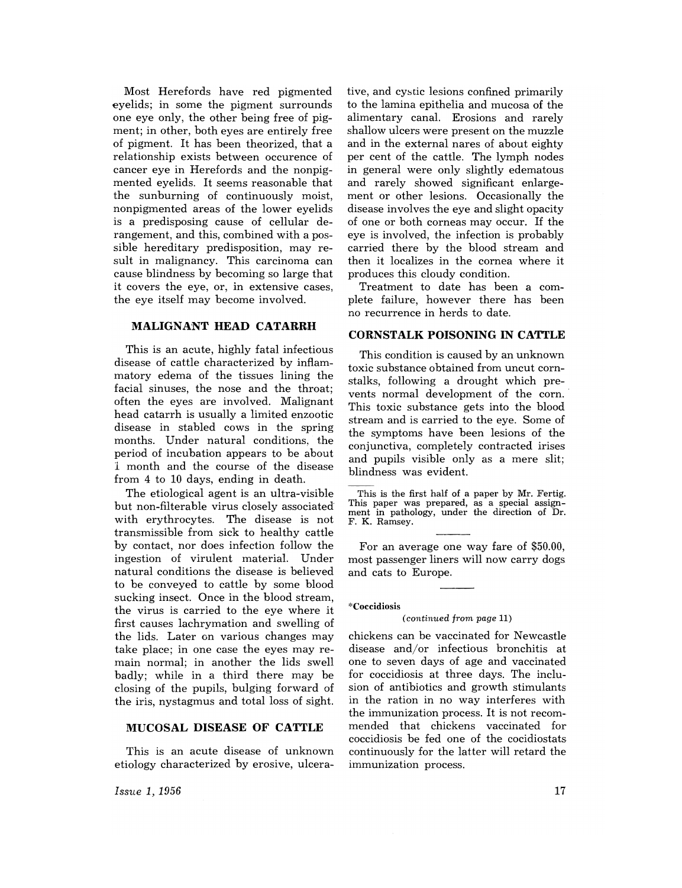Most Herefords have red pigmented eyelids; in some the pigment surrounds one eye only, the other being free of pigment; in other, both eyes are entirely free of pigment. It has been theorized, that a relationship exists between occurence of cancer eye in Herefords and the nonpigmented eyelids. It seems reasonable that the sunburning of continuously moist, nonpigmented areas of the lower eyelids is a predisposing cause of cellular derangement, and this, combined with a possible hereditary predisposition, may result in malignancy. This carcinoma can cause blindness by becoming so large that it covers the eye, or, in extensive cases, the eye itself may become involved.

## MALIGNANT HEAD CATARRH

This is an acute, highly fatal infectious disease of cattle characterized by inflammatory edema of the tissues lining the facial sinuses, the nose and the throat; often the eyes are involved. Malignant head catarrh is usually a limited enzootic disease in stabled cows in the spring months. Under natural conditions, the period of incubation appears to be about 1 month and the course of the disease from 4 to 10 days, ending in death.

The etiological agent is an ultra-visible but non-filterable virus closely associated with erythrocytes. The disease is not transmissible from sick to healthy cattle by contact, nor does infection follow the ingestion of virulent material. Under natural conditions the disease is believed to be conveyed to cattle by some blood sucking insect. Once in the blood stream, the virus is carried to the eye where it first causes lachrymation and swelling of the lids. Later on various changes may take place; in one case the eyes may remain normal; in another the lids swell badly; while in a third there may be closing of the pupils, bulging forward of the iris, nystagmus and total loss of sight.

## MUCOSAL DISEASE OF CATTLE

This is an acute disease of unknown etiology characterized by erosive, ulcerative, and cystic lesions confined primarily to the lamina epithelia and mucosa of the alimentary canal. Erosions and rarely shallow ulcers were present on the muzzle and in the external nares of about eighty per cent of the cattle. The lymph nodes in general were only slightly edematous and rarely showed significant enlargement or other lesions. Occasionally the disease involves the eye and slight opacity of one or both corneas may occur. If the eye is involved, the infection is probably carried there by the blood stream and then it localizes in the cornea where it produces this cloudy condition.

Treatment to date has been a complete failure, however there has been no recurrence in herds to date.

## CORNSTALK POISONING IN CATTLE

This condition is caused by an unknown toxic substance obtained from uncut cornstalks, following a drought which prevents normal development of the corn. This toxic substance gets into the blood stream and is carried to the eye. Some of the symptoms have been lesions of the conjunctiva, completely contracted irises and pupils visible only as a mere slit; blindness was evident.

---

This is the first half of a paper by Mr. Fertig. This paper was prepared, as a special assignment in pathology, under the direction of Dr. F. K. Ramsey.

---

For an average one way fare of $50.00, most passenger liners will now carry dogs and cats to Europe.

---

*Coccidiosis

*(continued from page 11)*

chickens can be vaccinated for Newcastle disease and/or infectious bronchitis at one to seven days of age and vaccinated for coccidiosis at three days. The inclusion of antibiotics and growth stimulants in the ration in no way interferes with the immunization process. It is not recommended that chickens vaccinated for coccidiosis be fed one of the cocidiostats continuously for the latter will retard the immunization process.